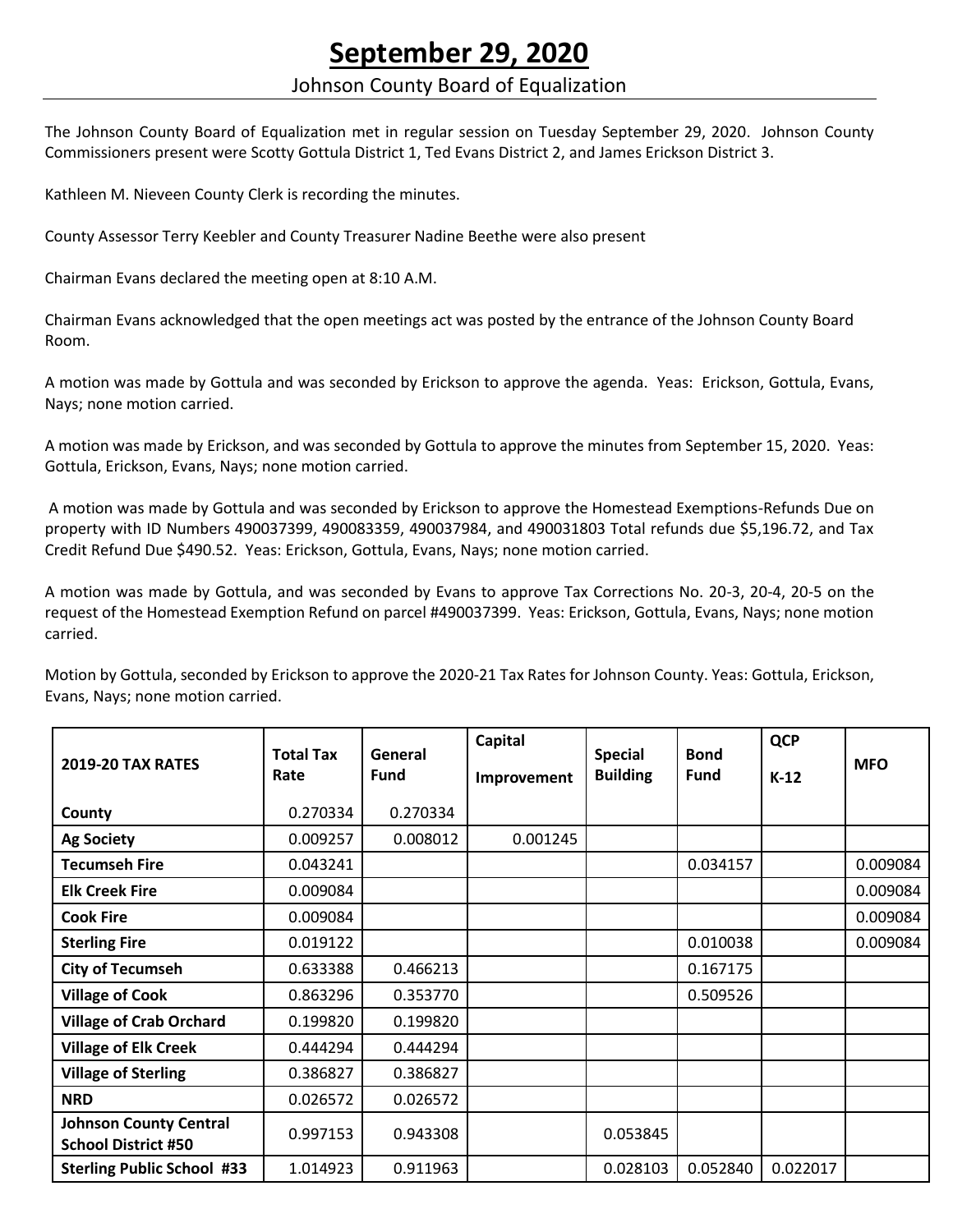# September 29, 2020

Johnson County Board of Equalization

The Johnson County Board of Equalization met in regular session on Tuesday September 29, 2020. Johnson County Commissioners present were Scotty Gottula District 1, Ted Evans District 2, and James Erickson District 3.

Kathleen M. Nieveen County Clerk is recording the minutes.

County Assessor Terry Keebler and County Treasurer Nadine Beethe were also present

Chairman Evans declared the meeting open at 8:10 A.M.

Chairman Evans acknowledged that the open meetings act was posted by the entrance of the Johnson County Board Room.

A motion was made by Gottula and was seconded by Erickson to approve the agenda. Yeas: Erickson, Gottula, Evans, Nays; none motion carried.

A motion was made by Erickson, and was seconded by Gottula to approve the minutes from September 15, 2020. Yeas: Gottula, Erickson, Evans, Nays; none motion carried.

A motion was made by Gottula and was seconded by Erickson to approve the Homestead Exemptions-Refunds Due on property with ID Numbers 490037399, 490083359, 490037984, and 490031803 Total refunds due $5,196.72, and Tax Credit Refund Due $490.52. Yeas: Erickson, Gottula, Evans, Nays; none motion carried.

A motion was made by Gottula, and was seconded by Evans to approve Tax Corrections No. 20-3, 20-4, 20-5 on the request of the Homestead Exemption Refund on parcel #490037399. Yeas: Erickson, Gottula, Evans, Nays; none motion carried.

Motion by Gottula, seconded by Erickson to approve the 2020-21 Tax Rates for Johnson County. Yeas: Gottula, Erickson, Evans, Nays; none motion carried.

| 2019-20 TAX RATES | Total Tax Rate | General Fund | Capital Improvement | Special Building | Bond Fund | QCP K-12 | MFO |
|---|---|---|---|---|---|---|---|
| **County** | 0.270334 | 0.270334 | | | | | |
| **Ag Society** | 0.009257 | 0.008012 | 0.001245 | | | | |
| **Tecumseh Fire** | 0.043241 | | | | 0.034157 | | 0.009084 |
| **Elk Creek Fire** | 0.009084 | | | | | | 0.009084 |
| **Cook Fire** | 0.009084 | | | | | | 0.009084 |
| **Sterling Fire** | 0.019122 | | | | 0.010038 | | 0.009084 |
| **City of Tecumseh** | 0.633388 | 0.466213 | | | 0.167175 | | |
| **Village of Cook** | 0.863296 | 0.353770 | | | 0.509526 | | |
| **Village of Crab Orchard** | 0.199820 | 0.199820 | | | | | |
| **Village of Elk Creek** | 0.444294 | 0.444294 | | | | | |
| **Village of Sterling** | 0.386827 | 0.386827 | | | | | |
| **NRD** | 0.026572 | 0.026572 | | | | | |
| **Johnson County Central School District #50** | 0.997153 | 0.943308 | | 0.053845 | | | |
| **Sterling Public School #33** | 1.014923 | 0.911963 | | 0.028103 | 0.052840 | 0.022017 | |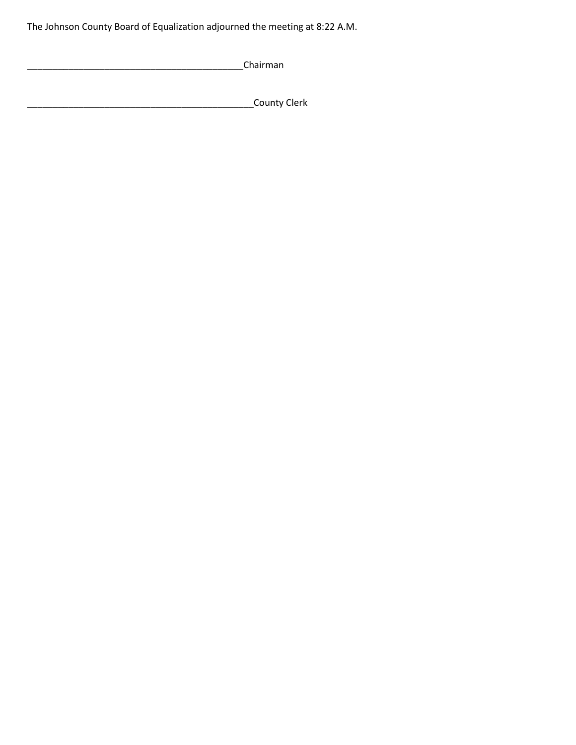The Johnson County Board of Equalization adjourned the meeting at 8:22 A.M.

____________________________________________Chairman

______________________________________________County Clerk